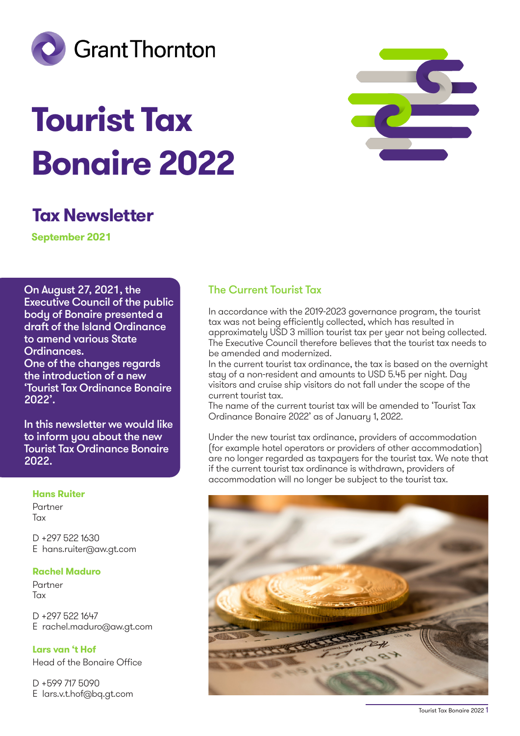Grant Thornton

# Tourist Tax Bonaire 2022

## Tax Newsletter

**September 2021**

On August 27, 2021, the Executive Council of the public body of Bonaire presented a draft of the Island Ordinance to amend various State Ordinances.
One of the changes regards the introduction of a new 'Tourist Tax Ordinance Bonaire 2022'.

In this newsletter we would like to inform you about the new Tourist Tax Ordinance Bonaire 2022.

**Hans Ruiter**
Partner
Tax

D +297 522 1630
E hans.ruiter@aw.gt.com

**Rachel Maduro**
Partner
Tax

D +297 522 1647
E rachel.maduro@aw.gt.com

**Lars van 't Hof**
Head of the Bonaire Office

D +599 717 5090
E lars.v.t.hof@bq.gt.com

### The Current Tourist Tax

In accordance with the 2019-2023 governance program, the tourist tax was not being efficiently collected, which has resulted in approximately USD 3 million tourist tax per year not being collected. The Executive Council therefore believes that the tourist tax needs to be amended and modernized.
In the current tourist tax ordinance, the tax is based on the overnight stay of a non-resident and amounts to USD 5.45 per night. Day visitors and cruise ship visitors do not fall under the scope of the current tourist tax.
The name of the current tourist tax will be amended to 'Tourist Tax Ordinance Bonaire 2022' as of January 1, 2022.

Under the new tourist tax ordinance, providers of accommodation (for example hotel operators or providers of other accommodation) are no longer regarded as taxpayers for the tourist tax. We note that if the current tourist tax ordinance is withdrawn, providers of accommodation will no longer be subject to the tourist tax.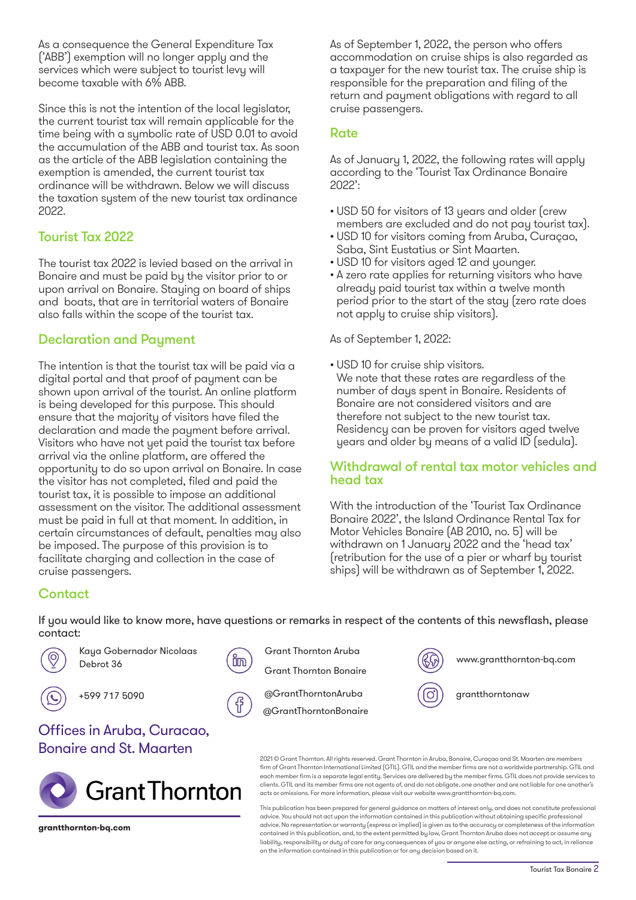As a consequence the General Expenditure Tax ('ABB') exemption will no longer apply and the services which were subject to tourist levy will become taxable with 6% ABB.

Since this is not the intention of the local legislator, the current tourist tax will remain applicable for the time being with a symbolic rate of USD 0.01 to avoid the accumulation of the ABB and tourist tax. As soon as the article of the ABB legislation containing the exemption is amended, the current tourist tax ordinance will be withdrawn. Below we will discuss the taxation system of the new tourist tax ordinance 2022.

## Tourist Tax 2022

The tourist tax 2022 is levied based on the arrival in Bonaire and must be paid by the visitor prior to or upon arrival on Bonaire. Staying on board of ships and boats, that are in territorial waters of Bonaire also falls within the scope of the tourist tax.

## Declaration and Payment

The intention is that the tourist tax will be paid via a digital portal and that proof of payment can be shown upon arrival of the tourist. An online platform is being developed for this purpose. This should ensure that the majority of visitors have filed the declaration and made the payment before arrival. Visitors who have not yet paid the tourist tax before arrival via the online platform, are offered the opportunity to do so upon arrival on Bonaire. In case the visitor has not completed, filed and paid the tourist tax, it is possible to impose an additional assessment on the visitor. The additional assessment must be paid in full at that moment. In addition, in certain circumstances of default, penalties may also be imposed. The purpose of this provision is to facilitate charging and collection in the case of cruise passengers.

As of September 1, 2022, the person who offers accommodation on cruise ships is also regarded as a taxpayer for the new tourist tax. The cruise ship is responsible for the preparation and filing of the return and payment obligations with regard to all cruise passengers.

## Rate

As of January 1, 2022, the following rates will apply according to the 'Tourist Tax Ordinance Bonaire 2022':

- USD 50 for visitors of 13 years and older (crew members are excluded and do not pay tourist tax).
- USD 10 for visitors coming from Aruba, Curaçao, Saba, Sint Eustatius or Sint Maarten.
- USD 10 for visitors aged 12 and younger.
- A zero rate applies for returning visitors who have already paid tourist tax within a twelve month period prior to the start of the stay (zero rate does not apply to cruise ship visitors).

As of September 1, 2022:

- USD 10 for cruise ship visitors.
  We note that these rates are regardless of the number of days spent in Bonaire. Residents of Bonaire are not considered visitors and are therefore not subject to the new tourist tax. Residency can be proven for visitors aged twelve years and older by means of a valid ID (sedula).

## Withdrawal of rental tax motor vehicles and head tax

With the introduction of the 'Tourist Tax Ordinance Bonaire 2022', the Island Ordinance Rental Tax for Motor Vehicles Bonaire (AB 2010, no. 5) will be withdrawn on 1 January 2022 and the 'head tax' (retribution for the use of a pier or wharf by tourist ships) will be withdrawn as of September 1, 2022.

## Contact

If you would like to know more, have questions or remarks in respect of the contents of this newsflash, please contact:

Kaya Gobernador Nicolaas Debrot 36

+599 717 5090

Grant Thornton Aruba

Grant Thornton Bonaire

@GrantThorntonAruba

@GrantThorntonBonaire

www.grantthornton-bq.com

grantthorntonaw

## Offices in Aruba, Curacao, Bonaire and St. Maarten

Grant Thornton

grantthornton-bq.com

2021 © Grant Thornton. All rights reserved. Grant Thornton in Aruba, Bonaire, Curaçao and St. Maarten are members firm of Grant Thornton International Limited (GTIL). GTIL and the member firms are not a worldwide partnership. GTIL and each member firm is a separate legal entity. Services are delivered by the member firms. GTIL does not provide services to clients. GTIL and its member firms are not agents of, and do not obligate, one another and are not liable for one another's acts or omissions. For more information, please visit our website www.grantthornton-bq.com.

This publication has been prepared for general guidance on matters of interest only, and does not constitute professional advice. You should not act upon the information contained in this publication without obtaining specific professional advice. No representation or warranty (express or implied) is given as to the accuracy or completeness of the information contained in this publication, and, to the extent permitted by law, Grant Thornton Aruba does not accept or assume any liability, responsibility or duty of care for any consequences of you or anyone else acting, or refraining to act, in reliance on the information contained in this publication or for any decision based on it.